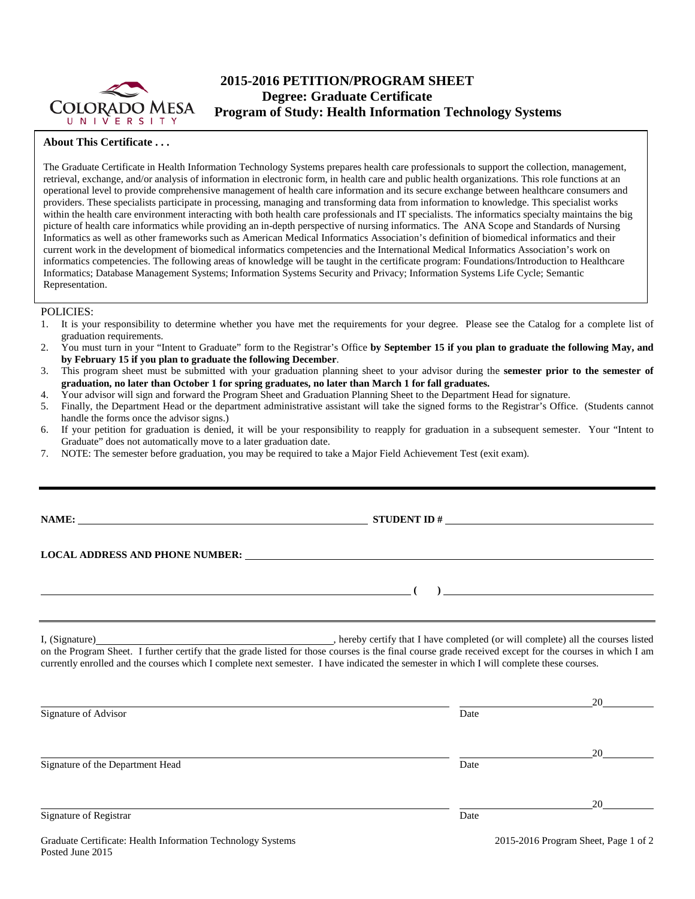# 2015-2016 PETITION/PROGRAM SHEET
## Degree: Graduate Certificate
## Program of Study: Health Information Technology Systems

**About This Certificate . . .**

The Graduate Certificate in Health Information Technology Systems prepares health care professionals to support the collection, management, retrieval, exchange, and/or analysis of information in electronic form, in health care and public health organizations. This role functions at an operational level to provide comprehensive management of health care information and its secure exchange between healthcare consumers and providers. These specialists participate in processing, managing and transforming data from information to knowledge. This specialist works within the health care environment interacting with both health care professionals and IT specialists. The informatics specialty maintains the big picture of health care informatics while providing an in-depth perspective of nursing informatics. The ANA Scope and Standards of Nursing Informatics as well as other frameworks such as American Medical Informatics Association's definition of biomedical informatics and their current work in the development of biomedical informatics competencies and the International Medical Informatics Association's work on informatics competencies. The following areas of knowledge will be taught in the certificate program: Foundations/Introduction to Healthcare Informatics; Database Management Systems; Information Systems Security and Privacy; Information Systems Life Cycle; Semantic Representation.

POLICIES:

1. It is your responsibility to determine whether you have met the requirements for your degree. Please see the Catalog for a complete list of graduation requirements.
2. You must turn in your "Intent to Graduate" form to the Registrar's Office **by September 15 if you plan to graduate the following May, and by February 15 if you plan to graduate the following December**.
3. This program sheet must be submitted with your graduation planning sheet to your advisor during the **semester prior to the semester of graduation, no later than October 1 for spring graduates, no later than March 1 for fall graduates.**
4. Your advisor will sign and forward the Program Sheet and Graduation Planning Sheet to the Department Head for signature.
5. Finally, the Department Head or the department administrative assistant will take the signed forms to the Registrar's Office. (Students cannot handle the forms once the advisor signs.)
6. If your petition for graduation is denied, it will be your responsibility to reapply for graduation in a subsequent semester. Your "Intent to Graduate" does not automatically move to a later graduation date.
7. NOTE: The semester before graduation, you may be required to take a Major Field Achievement Test (exit exam).

---

**NAME:** ______________________________ **STUDENT ID #** ______________________________

**LOCAL ADDRESS AND PHONE NUMBER:** ______________________________

______________________________ **( )** ______________________________

---

I, (Signature)______________________________, hereby certify that I have completed (or will complete) all the courses listed on the Program Sheet. I further certify that the grade listed for those courses is the final course grade received except for the courses in which I am currently enrolled and the courses which I complete next semester. I have indicated the semester in which I will complete these courses.

______________________________ ______________ 20______
Signature of Advisor Date

______________________________ ______________ 20______
Signature of the Department Head Date

______________________________ ______________ 20______
Signature of Registrar Date

Graduate Certificate: Health Information Technology Systems
Posted June 2015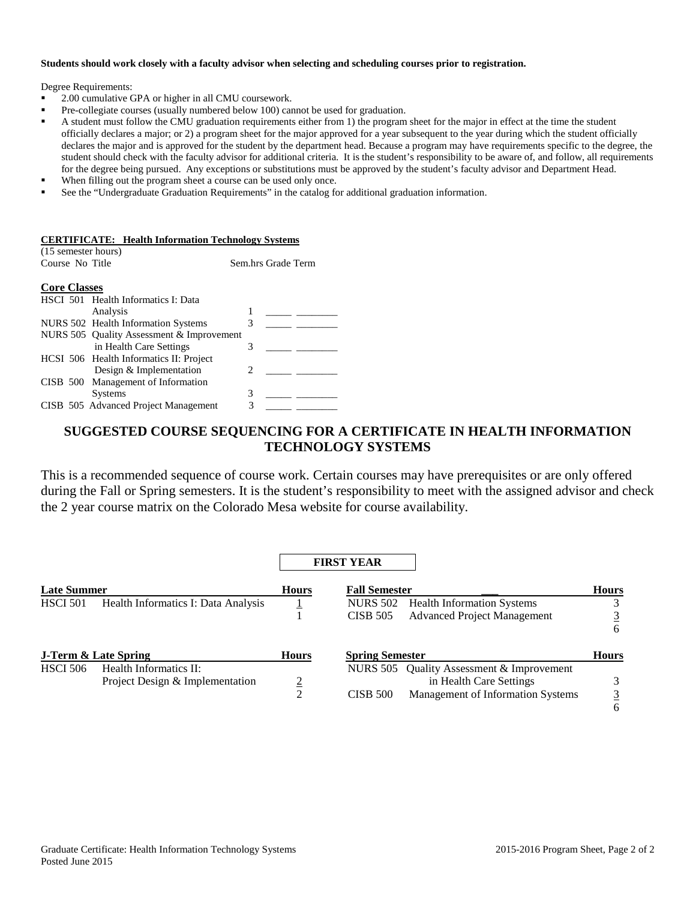**Students should work closely with a faculty advisor when selecting and scheduling courses prior to registration.**

Degree Requirements:

- 2.00 cumulative GPA or higher in all CMU coursework.
- Pre-collegiate courses (usually numbered below 100) cannot be used for graduation.
- A student must follow the CMU graduation requirements either from 1) the program sheet for the major in effect at the time the student officially declares a major; or 2) a program sheet for the major approved for a year subsequent to the year during which the student officially declares the major and is approved for the student by the department head. Because a program may have requirements specific to the degree, the student should check with the faculty advisor for additional criteria. It is the student's responsibility to be aware of, and follow, all requirements for the degree being pursued. Any exceptions or substitutions must be approved by the student's faculty advisor and Department Head.
- When filling out the program sheet a course can be used only once.
- See the "Undergraduate Graduation Requirements" in the catalog for additional graduation information.

**CERTIFICATE: Health Information Technology Systems**

(15 semester hours)

**Core Classes**

| Course No | Title | Sem.hrs | Grade | Term |
|---|---|---|---|---|
| HSCI 501 | Health Informatics I: Data Analysis | 1 | _____ | ________ |
| NURS 502 | Health Information Systems | 3 | _____ | ________ |
| NURS 505 | Quality Assessment & Improvement in Health Care Settings | 3 | _____ | ________ |
| HCSI 506 | Health Informatics II: Project Design & Implementation | 2 | _____ | ________ |
| CISB 500 | Management of Information Systems | 3 | _____ | ________ |
| CISB 505 | Advanced Project Management | 3 | _____ | ________ |

## SUGGESTED COURSE SEQUENCING FOR A CERTIFICATE IN HEALTH INFORMATION TECHNOLOGY SYSTEMS

This is a recommended sequence of course work. Certain courses may have prerequisites or are only offered during the Fall or Spring semesters. It is the student's responsibility to meet with the assigned advisor and check the 2 year course matrix on the Colorado Mesa website for course availability.

**FIRST YEAR**

| Late Summer | | Hours | Fall Semester | | Hours |
|---|---|---|---|---|---|
| HSCI 501 | Health Informatics I: Data Analysis | 1 | NURS 502 | Health Information Systems | 3 |
| | | | CISB 505 | Advanced Project Management | 3 |
| | | 1 | | | 6 |

| J-Term & Late Spring | | Hours | Spring Semester | | Hours |
|---|---|---|---|---|---|
| HSCI 506 | Health Informatics II: Project Design & Implementation | 2 | NURS 505 | Quality Assessment & Improvement in Health Care Settings | 3 |
| | | | CISB 500 | Management of Information Systems | 3 |
| | | 2 | | | 6 |

Graduate Certificate: Health Information Technology Systems
Posted June 2015